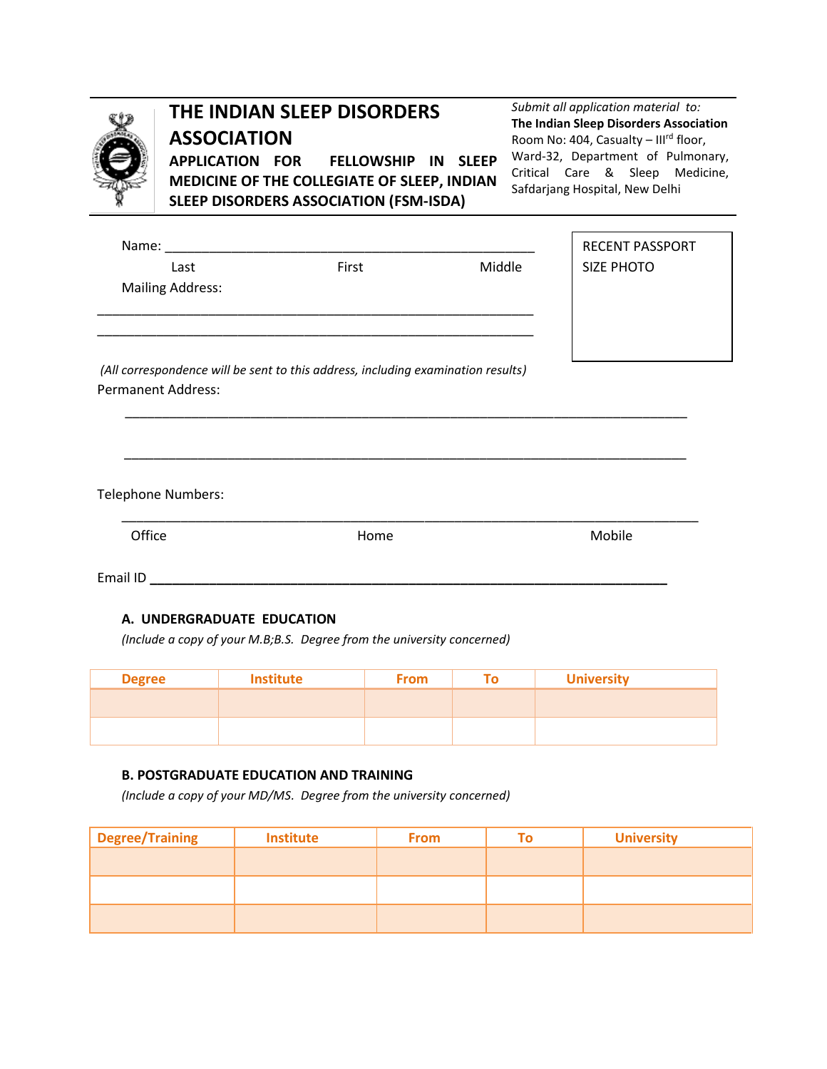# THE INDIAN SLEEP DISORDERS ASSOCIATION

## APPLICATION FOR FELLOWSHIP IN SLEEP MEDICINE OF THE COLLEGIATE OF SLEEP, INDIAN SLEEP DISORDERS ASSOCIATION (FSM-ISDA)

*Submit all application material to:*
**The Indian Sleep Disorders Association**
Room No: 404, Casualty – III[rd] floor, Ward-32, Department of Pulmonary, Critical Care & Sleep Medicine, Safdarjang Hospital, New Delhi

RECENT PASSPORT SIZE PHOTO

Name: ____________________________________________________

Last First Middle

Mailing Address:

____________________________________________________________

____________________________________________________________

*(All correspondence will be sent to this address, including examination results)*

Permanent Address:

____________________________________________________________

____________________________________________________________

Telephone Numbers:

____________________________________________________________

Office Home Mobile

Email ID ____________________________________________________

### A. UNDERGRADUATE EDUCATION

*(Include a copy of your M.B;B.S. Degree from the university concerned)*

| Degree | Institute | From | To | University |
|---|---|---|---|---|
| | | | | |
| | | | | |

### B. POSTGRADUATE EDUCATION AND TRAINING

*(Include a copy of your MD/MS. Degree from the university concerned)*

| Degree/Training | Institute | From | To | University |
|---|---|---|---|---|
| | | | | |
| | | | | |
| | | | | |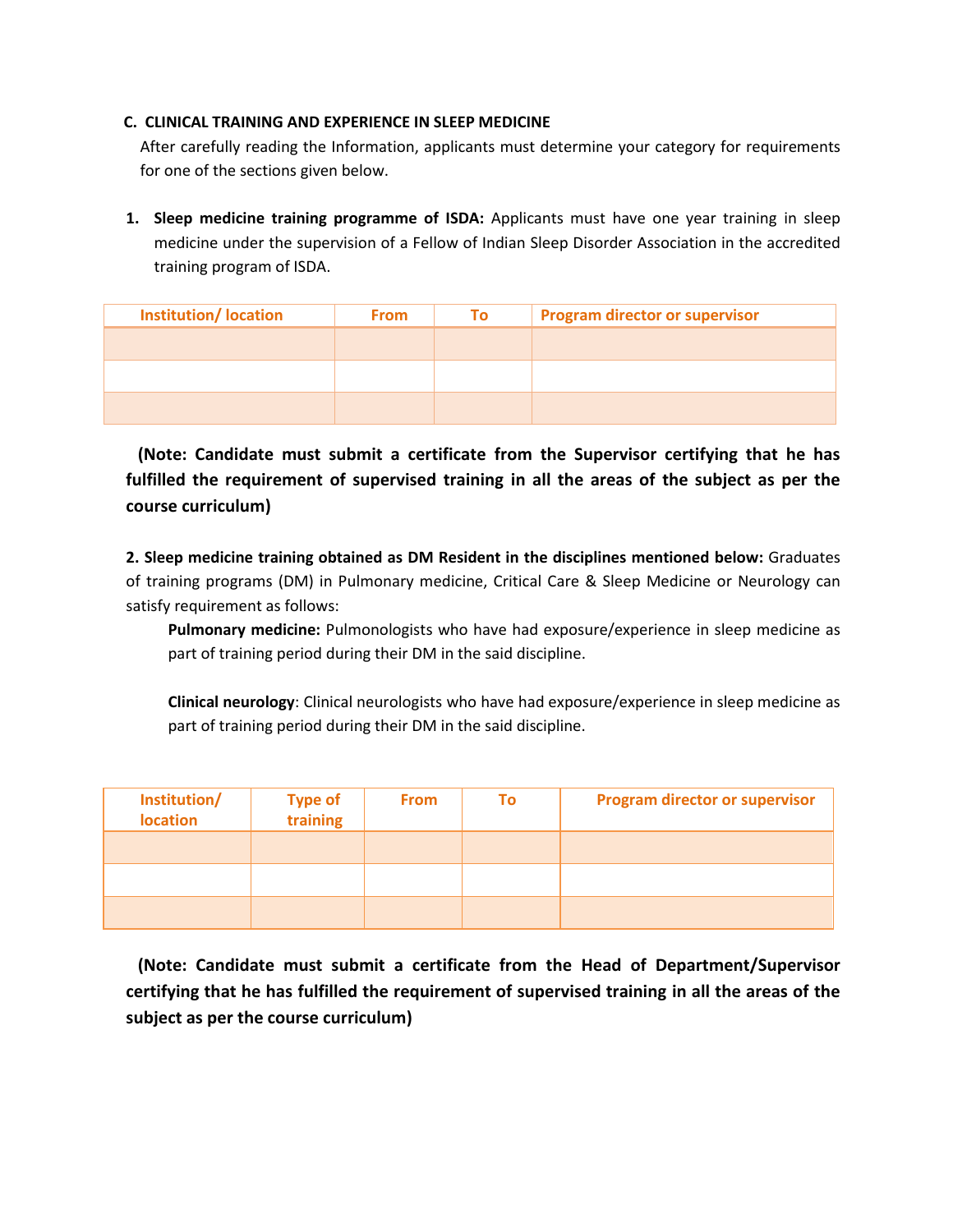### C. CLINICAL TRAINING AND EXPERIENCE IN SLEEP MEDICINE

After carefully reading the Information, applicants must determine your category for requirements for one of the sections given below.

1. **Sleep medicine training programme of ISDA:** Applicants must have one year training in sleep medicine under the supervision of a Fellow of Indian Sleep Disorder Association in the accredited training program of ISDA.

| Institution/ location | From | To | Program director or supervisor |
|---|---|---|---|
| | | | |
| | | | |
| | | | |

**(Note: Candidate must submit a certificate from the Supervisor certifying that he has fulfilled the requirement of supervised training in all the areas of the subject as per the course curriculum)**

**2. Sleep medicine training obtained as DM Resident in the disciplines mentioned below:** Graduates of training programs (DM) in Pulmonary medicine, Critical Care & Sleep Medicine or Neurology can satisfy requirement as follows:

**Pulmonary medicine:** Pulmonologists who have had exposure/experience in sleep medicine as part of training period during their DM in the said discipline.

**Clinical neurology**: Clinical neurologists who have had exposure/experience in sleep medicine as part of training period during their DM in the said discipline.

| Institution/ location | Type of training | From | To | Program director or supervisor |
|---|---|---|---|---|
| | | | | |
| | | | | |
| | | | | |

**(Note: Candidate must submit a certificate from the Head of Department/Supervisor certifying that he has fulfilled the requirement of supervised training in all the areas of the subject as per the course curriculum)**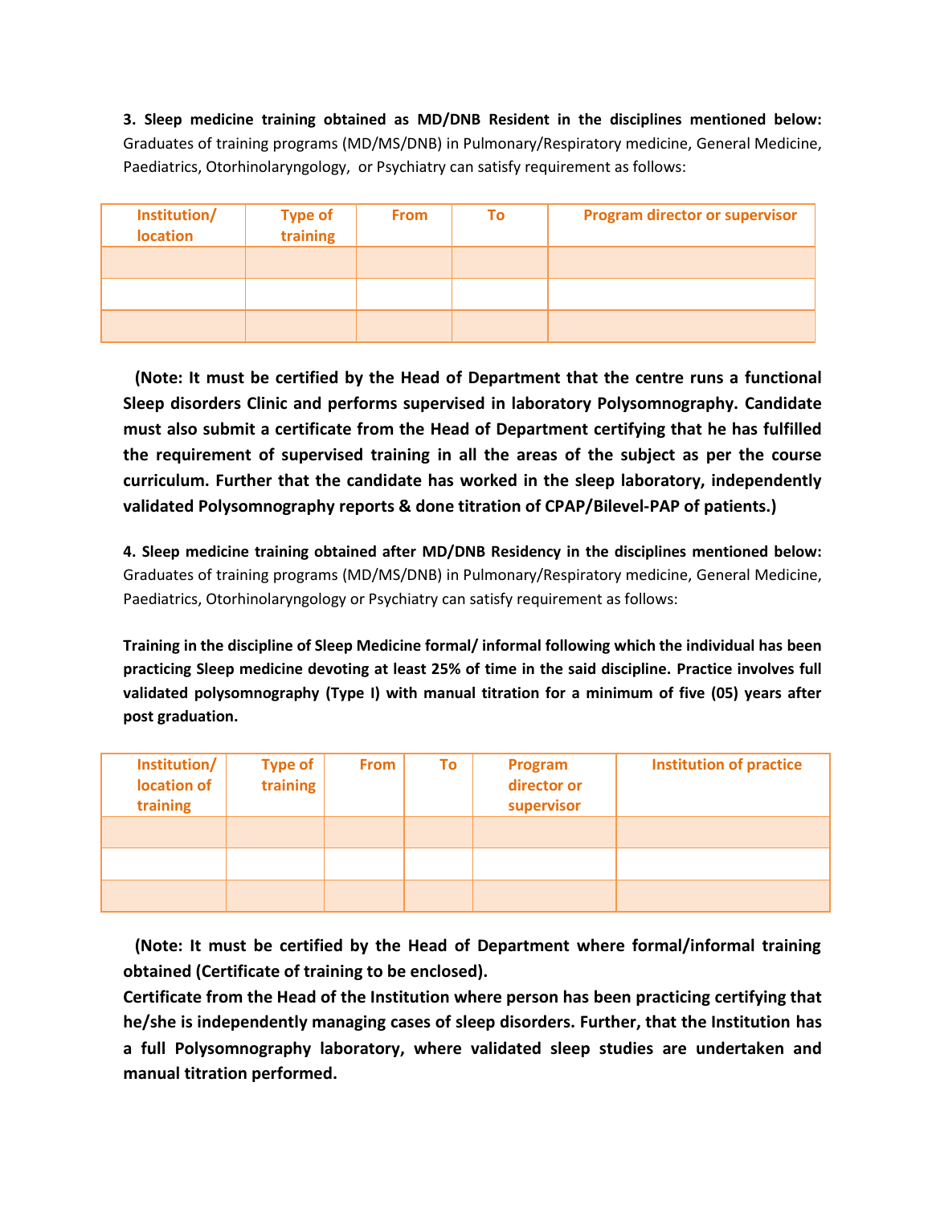**3. Sleep medicine training obtained as MD/DNB Resident in the disciplines mentioned below:** Graduates of training programs (MD/MS/DNB) in Pulmonary/Respiratory medicine, General Medicine, Paediatrics, Otorhinolaryngology, or Psychiatry can satisfy requirement as follows:

| Institution/ location | Type of training | From | To | Program director or supervisor |
|---|---|---|---|---|
| | | | | |
| | | | | |
| | | | | |

**(Note: It must be certified by the Head of Department that the centre runs a functional Sleep disorders Clinic and performs supervised in laboratory Polysomnography. Candidate must also submit a certificate from the Head of Department certifying that he has fulfilled the requirement of supervised training in all the areas of the subject as per the course curriculum. Further that the candidate has worked in the sleep laboratory, independently validated Polysomnography reports & done titration of CPAP/Bilevel-PAP of patients.)**

**4. Sleep medicine training obtained after MD/DNB Residency in the disciplines mentioned below:** Graduates of training programs (MD/MS/DNB) in Pulmonary/Respiratory medicine, General Medicine, Paediatrics, Otorhinolaryngology or Psychiatry can satisfy requirement as follows:

**Training in the discipline of Sleep Medicine formal/ informal following which the individual has been practicing Sleep medicine devoting at least 25% of time in the said discipline. Practice involves full validated polysomnography (Type I) with manual titration for a minimum of five (05) years after post graduation.**

| Institution/ location of training | Type of training | From | To | Program director or supervisor | Institution of practice |
|---|---|---|---|---|---|
| | | | | | |
| | | | | | |
| | | | | | |

**(Note: It must be certified by the Head of Department where formal/informal training obtained (Certificate of training to be enclosed).**
**Certificate from the Head of the Institution where person has been practicing certifying that he/she is independently managing cases of sleep disorders. Further, that the Institution has a full Polysomnography laboratory, where validated sleep studies are undertaken and manual titration performed.**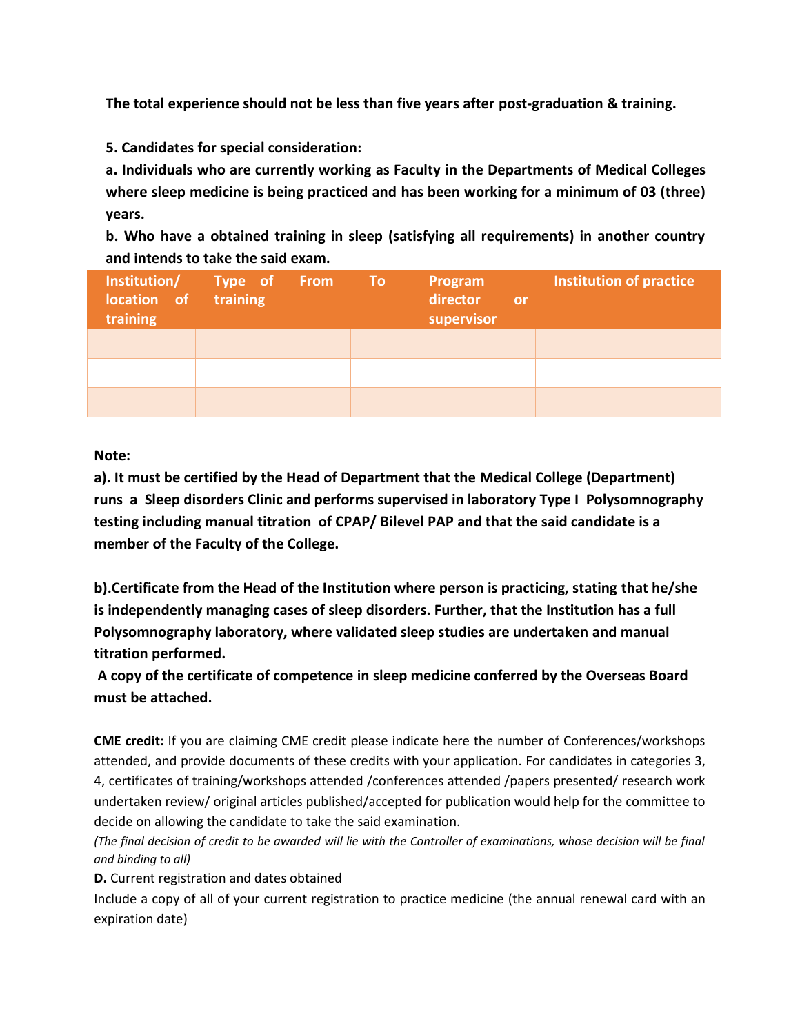**The total experience should not be less than five years after post-graduation & training.**

**5. Candidates for special consideration:**

**a. Individuals who are currently working as Faculty in the Departments of Medical Colleges where sleep medicine is being practiced and has been working for a minimum of 03 (three) years.**

**b. Who have a obtained training in sleep (satisfying all requirements) in another country and intends to take the said exam.**

| Institution/ location of training | Type of training | From | To | Program director or supervisor | Institution of practice |
|---|---|---|---|---|---|
| | | | | | |
| | | | | | |
| | | | | | |

**Note:**

**a). It must be certified by the Head of Department that the Medical College (Department) runs a Sleep disorders Clinic and performs supervised in laboratory Type I Polysomnography testing including manual titration of CPAP/ Bilevel PAP and that the said candidate is a member of the Faculty of the College.**

**b).Certificate from the Head of the Institution where person is practicing, stating that he/she is independently managing cases of sleep disorders. Further, that the Institution has a full Polysomnography laboratory, where validated sleep studies are undertaken and manual titration performed.**

**A copy of the certificate of competence in sleep medicine conferred by the Overseas Board must be attached.**

**CME credit:** If you are claiming CME credit please indicate here the number of Conferences/workshops attended, and provide documents of these credits with your application. For candidates in categories 3, 4, certificates of training/workshops attended /conferences attended /papers presented/ research work undertaken review/ original articles published/accepted for publication would help for the committee to decide on allowing the candidate to take the said examination.

*(The final decision of credit to be awarded will lie with the Controller of examinations, whose decision will be final and binding to all)*

**D.** Current registration and dates obtained

Include a copy of all of your current registration to practice medicine (the annual renewal card with an expiration date)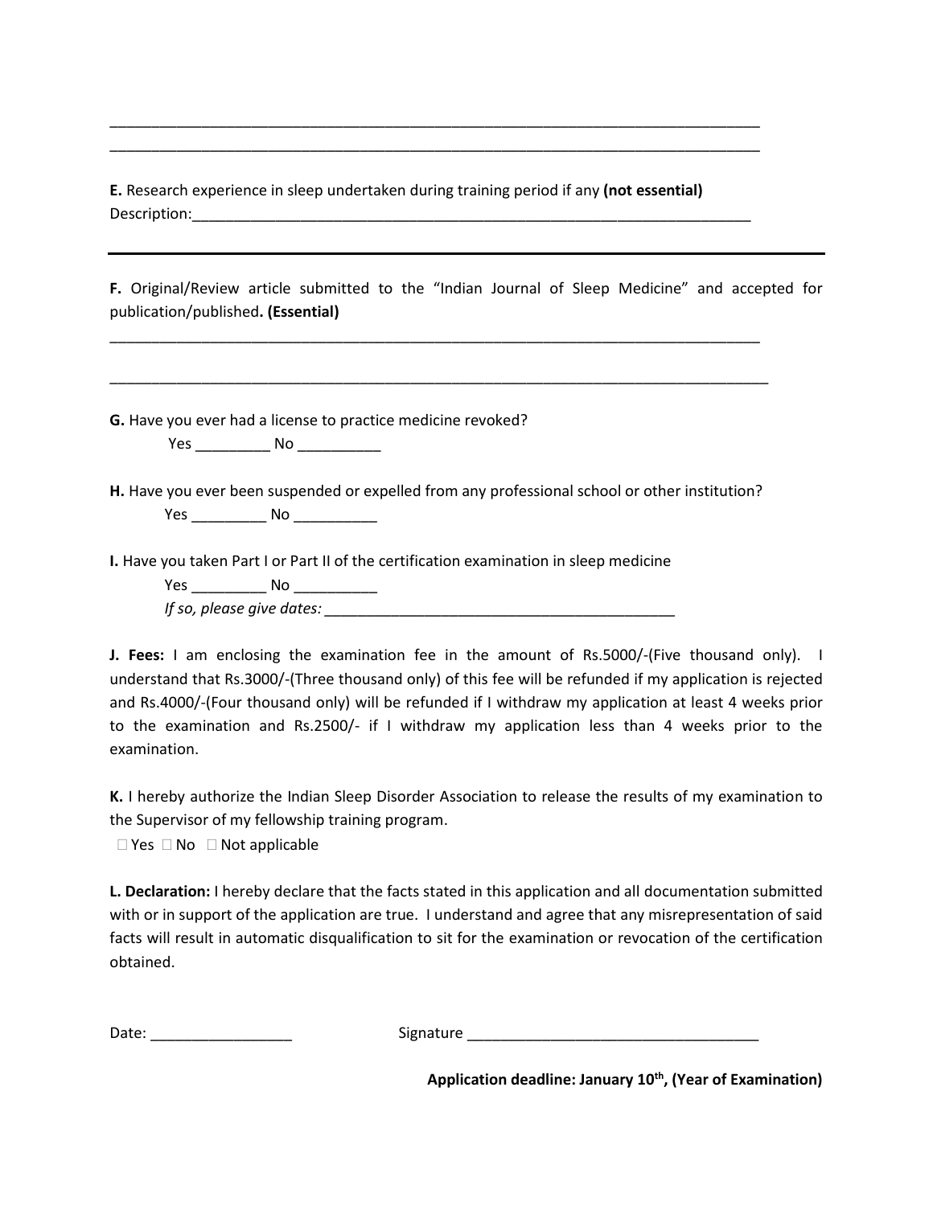\_\_\_\_\_\_\_\_\_\_\_\_\_\_\_\_\_\_\_\_\_\_\_\_\_\_\_\_\_\_\_\_\_\_\_\_\_\_\_\_\_\_\_\_\_\_\_\_\_\_\_\_\_\_\_\_\_\_\_\_\_\_\_\_\_\_\_\_\_\_\_\_\_\_\_\_

\_\_\_\_\_\_\_\_\_\_\_\_\_\_\_\_\_\_\_\_\_\_\_\_\_\_\_\_\_\_\_\_\_\_\_\_\_\_\_\_\_\_\_\_\_\_\_\_\_\_\_\_\_\_\_\_\_\_\_\_\_\_\_\_\_\_\_\_\_\_\_\_\_\_\_\_

**E.** Research experience in sleep undertaken during training period if any **(not essential)**
Description:\_\_\_\_\_\_\_\_\_\_\_\_\_\_\_\_\_\_\_\_\_\_\_\_\_\_\_\_\_\_\_\_\_\_\_\_\_\_\_\_\_\_\_\_\_\_\_\_\_\_\_\_\_\_\_\_\_\_\_\_\_\_\_\_

---

**F.** Original/Review article submitted to the "Indian Journal of Sleep Medicine" and accepted for publication/published**. (Essential)**

\_\_\_\_\_\_\_\_\_\_\_\_\_\_\_\_\_\_\_\_\_\_\_\_\_\_\_\_\_\_\_\_\_\_\_\_\_\_\_\_\_\_\_\_\_\_\_\_\_\_\_\_\_\_\_\_\_\_\_\_\_\_\_\_\_\_\_\_\_\_\_\_\_\_\_\_

\_\_\_\_\_\_\_\_\_\_\_\_\_\_\_\_\_\_\_\_\_\_\_\_\_\_\_\_\_\_\_\_\_\_\_\_\_\_\_\_\_\_\_\_\_\_\_\_\_\_\_\_\_\_\_\_\_\_\_\_\_\_\_\_\_\_\_\_\_\_\_\_\_\_\_\_

**G.** Have you ever had a license to practice medicine revoked?

Yes \_\_\_\_\_\_\_\_\_ No \_\_\_\_\_\_\_\_\_\_

**H.** Have you ever been suspended or expelled from any professional school or other institution?

Yes \_\_\_\_\_\_\_\_\_ No \_\_\_\_\_\_\_\_\_\_

**I.** Have you taken Part I or Part II of the certification examination in sleep medicine

Yes \_\_\_\_\_\_\_\_\_ No \_\_\_\_\_\_\_\_\_\_

*If so, please give dates:* \_\_\_\_\_\_\_\_\_\_\_\_\_\_\_\_\_\_\_\_\_\_\_\_\_\_\_\_\_\_\_\_\_\_\_\_\_\_\_\_\_\_

**J. Fees:** I am enclosing the examination fee in the amount of Rs.5000/-(Five thousand only). I understand that Rs.3000/-(Three thousand only) of this fee will be refunded if my application is rejected and Rs.4000/-(Four thousand only) will be refunded if I withdraw my application at least 4 weeks prior to the examination and Rs.2500/- if I withdraw my application less than 4 weeks prior to the examination.

**K.** I hereby authorize the Indian Sleep Disorder Association to release the results of my examination to the Supervisor of my fellowship training program.

☐ Yes ☐ No ☐ Not applicable

**L. Declaration:** I hereby declare that the facts stated in this application and all documentation submitted with or in support of the application are true. I understand and agree that any misrepresentation of said facts will result in automatic disqualification to sit for the examination or revocation of the certification obtained.

Date: \_\_\_\_\_\_\_\_\_\_\_\_\_\_\_\_\_ Signature \_\_\_\_\_\_\_\_\_\_\_\_\_\_\_\_\_\_\_\_\_\_\_\_\_\_\_\_\_\_\_\_\_\_\_\_

**Application deadline: January 10th, (Year of Examination)**